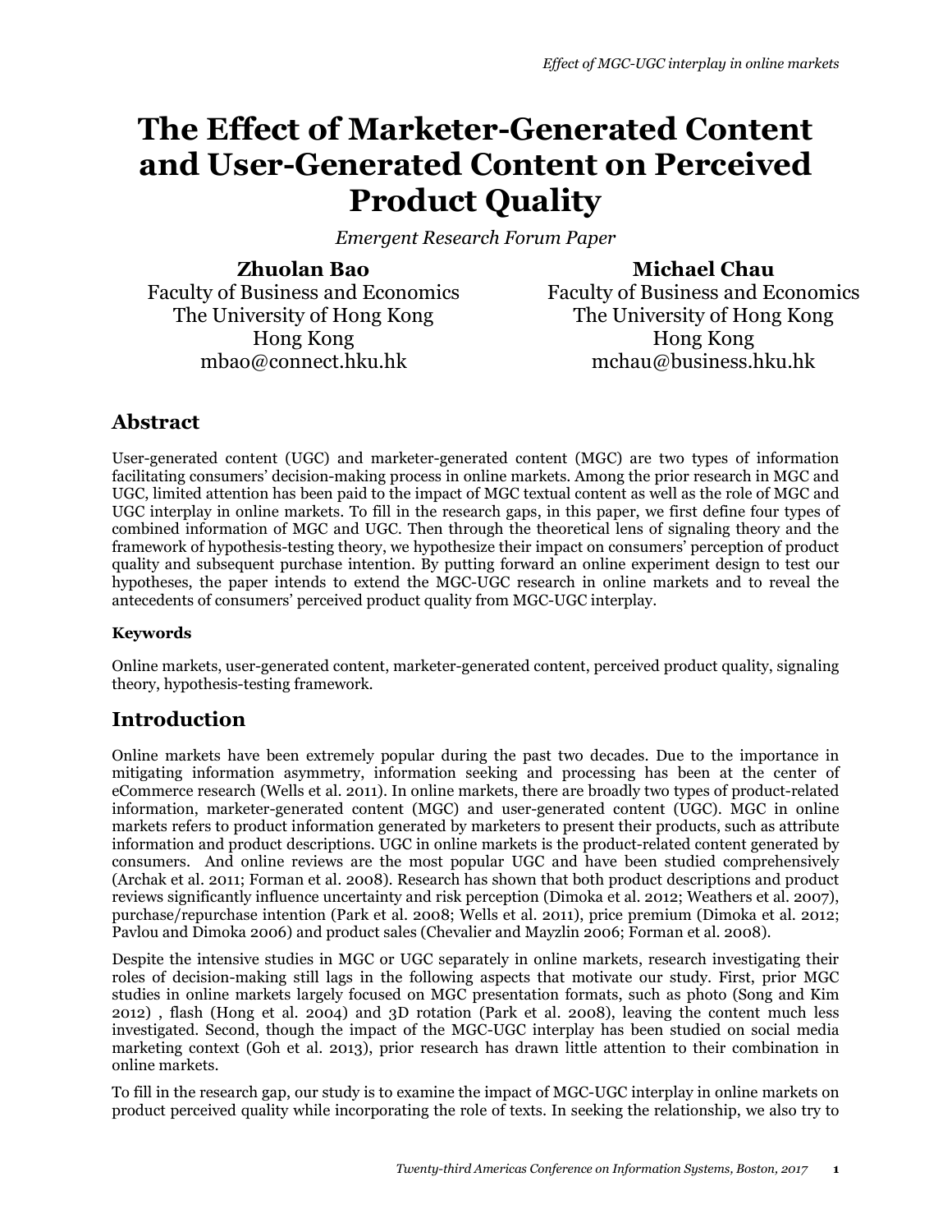# The Effect of Marketer-Generated Content and User-Generated Content on Perceived Product Quality

*Emergent Research Forum Paper*

**Zhuolan Bao**
Faculty of Business and Economics
The University of Hong Kong
Hong Kong
mbao@connect.hku.hk

**Michael Chau**
Faculty of Business and Economics
The University of Hong Kong
Hong Kong
mchau@business.hku.hk

## Abstract

User-generated content (UGC) and marketer-generated content (MGC) are two types of information facilitating consumers' decision-making process in online markets. Among the prior research in MGC and UGC, limited attention has been paid to the impact of MGC textual content as well as the role of MGC and UGC interplay in online markets. To fill in the research gaps, in this paper, we first define four types of combined information of MGC and UGC. Then through the theoretical lens of signaling theory and the framework of hypothesis-testing theory, we hypothesize their impact on consumers' perception of product quality and subsequent purchase intention. By putting forward an online experiment design to test our hypotheses, the paper intends to extend the MGC-UGC research in online markets and to reveal the antecedents of consumers' perceived product quality from MGC-UGC interplay.

### Keywords

Online markets, user-generated content, marketer-generated content, perceived product quality, signaling theory, hypothesis-testing framework.

## Introduction

Online markets have been extremely popular during the past two decades. Due to the importance in mitigating information asymmetry, information seeking and processing has been at the center of eCommerce research (Wells et al. 2011). In online markets, there are broadly two types of product-related information, marketer-generated content (MGC) and user-generated content (UGC). MGC in online markets refers to product information generated by marketers to present their products, such as attribute information and product descriptions. UGC in online markets is the product-related content generated by consumers. And online reviews are the most popular UGC and have been studied comprehensively (Archak et al. 2011; Forman et al. 2008). Research has shown that both product descriptions and product reviews significantly influence uncertainty and risk perception (Dimoka et al. 2012; Weathers et al. 2007), purchase/repurchase intention (Park et al. 2008; Wells et al. 2011), price premium (Dimoka et al. 2012; Pavlou and Dimoka 2006) and product sales (Chevalier and Mayzlin 2006; Forman et al. 2008).

Despite the intensive studies in MGC or UGC separately in online markets, research investigating their roles of decision-making still lags in the following aspects that motivate our study. First, prior MGC studies in online markets largely focused on MGC presentation formats, such as photo (Song and Kim 2012) , flash (Hong et al. 2004) and 3D rotation (Park et al. 2008), leaving the content much less investigated. Second, though the impact of the MGC-UGC interplay has been studied on social media marketing context (Goh et al. 2013), prior research has drawn little attention to their combination in online markets.

To fill in the research gap, our study is to examine the impact of MGC-UGC interplay in online markets on product perceived quality while incorporating the role of texts. In seeking the relationship, we also try to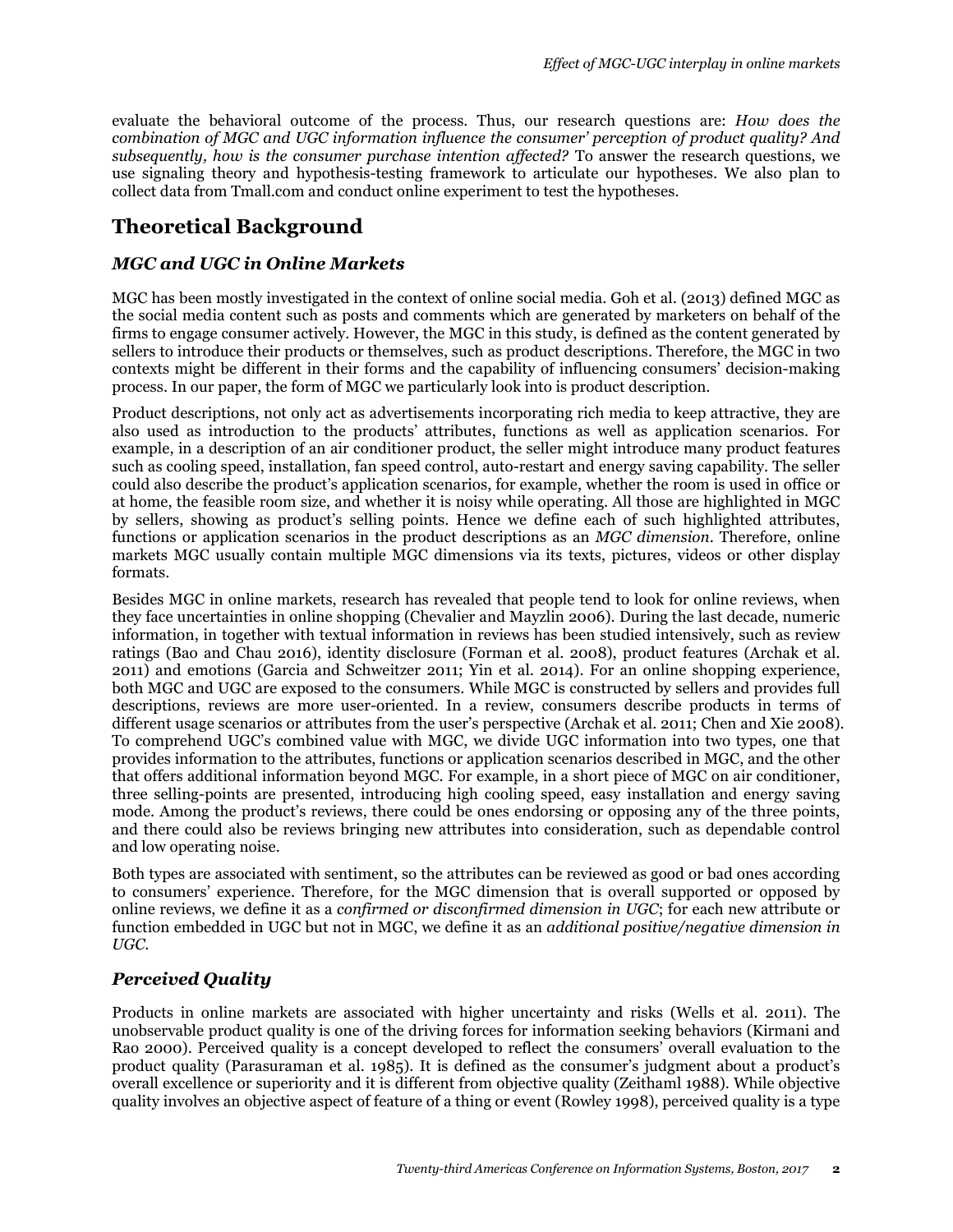evaluate the behavioral outcome of the process. Thus, our research questions are: *How does the combination of MGC and UGC information influence the consumer' perception of product quality? And subsequently, how is the consumer purchase intention affected?* To answer the research questions, we use signaling theory and hypothesis-testing framework to articulate our hypotheses. We also plan to collect data from Tmall.com and conduct online experiment to test the hypotheses.

## Theoretical Background

### *MGC and UGC in Online Markets*

MGC has been mostly investigated in the context of online social media. Goh et al. (2013) defined MGC as the social media content such as posts and comments which are generated by marketers on behalf of the firms to engage consumer actively. However, the MGC in this study, is defined as the content generated by sellers to introduce their products or themselves, such as product descriptions. Therefore, the MGC in two contexts might be different in their forms and the capability of influencing consumers' decision-making process. In our paper, the form of MGC we particularly look into is product description.

Product descriptions, not only act as advertisements incorporating rich media to keep attractive, they are also used as introduction to the products' attributes, functions as well as application scenarios. For example, in a description of an air conditioner product, the seller might introduce many product features such as cooling speed, installation, fan speed control, auto-restart and energy saving capability. The seller could also describe the product's application scenarios, for example, whether the room is used in office or at home, the feasible room size, and whether it is noisy while operating. All those are highlighted in MGC by sellers, showing as product's selling points. Hence we define each of such highlighted attributes, functions or application scenarios in the product descriptions as an *MGC dimension*. Therefore, online markets MGC usually contain multiple MGC dimensions via its texts, pictures, videos or other display formats.

Besides MGC in online markets, research has revealed that people tend to look for online reviews, when they face uncertainties in online shopping (Chevalier and Mayzlin 2006). During the last decade, numeric information, in together with textual information in reviews has been studied intensively, such as review ratings (Bao and Chau 2016), identity disclosure (Forman et al. 2008), product features (Archak et al. 2011) and emotions (Garcia and Schweitzer 2011; Yin et al. 2014). For an online shopping experience, both MGC and UGC are exposed to the consumers. While MGC is constructed by sellers and provides full descriptions, reviews are more user-oriented. In a review, consumers describe products in terms of different usage scenarios or attributes from the user's perspective (Archak et al. 2011; Chen and Xie 2008). To comprehend UGC's combined value with MGC, we divide UGC information into two types, one that provides information to the attributes, functions or application scenarios described in MGC, and the other that offers additional information beyond MGC. For example, in a short piece of MGC on air conditioner, three selling-points are presented, introducing high cooling speed, easy installation and energy saving mode. Among the product's reviews, there could be ones endorsing or opposing any of the three points, and there could also be reviews bringing new attributes into consideration, such as dependable control and low operating noise.

Both types are associated with sentiment, so the attributes can be reviewed as good or bad ones according to consumers' experience. Therefore, for the MGC dimension that is overall supported or opposed by online reviews, we define it as a *confirmed or disconfirmed dimension in UGC*; for each new attribute or function embedded in UGC but not in MGC, we define it as an *additional positive/negative dimension in UGC*.

### *Perceived Quality*

Products in online markets are associated with higher uncertainty and risks (Wells et al. 2011). The unobservable product quality is one of the driving forces for information seeking behaviors (Kirmani and Rao 2000). Perceived quality is a concept developed to reflect the consumers' overall evaluation to the product quality (Parasuraman et al. 1985). It is defined as the consumer's judgment about a product's overall excellence or superiority and it is different from objective quality (Zeithaml 1988). While objective quality involves an objective aspect of feature of a thing or event (Rowley 1998), perceived quality is a type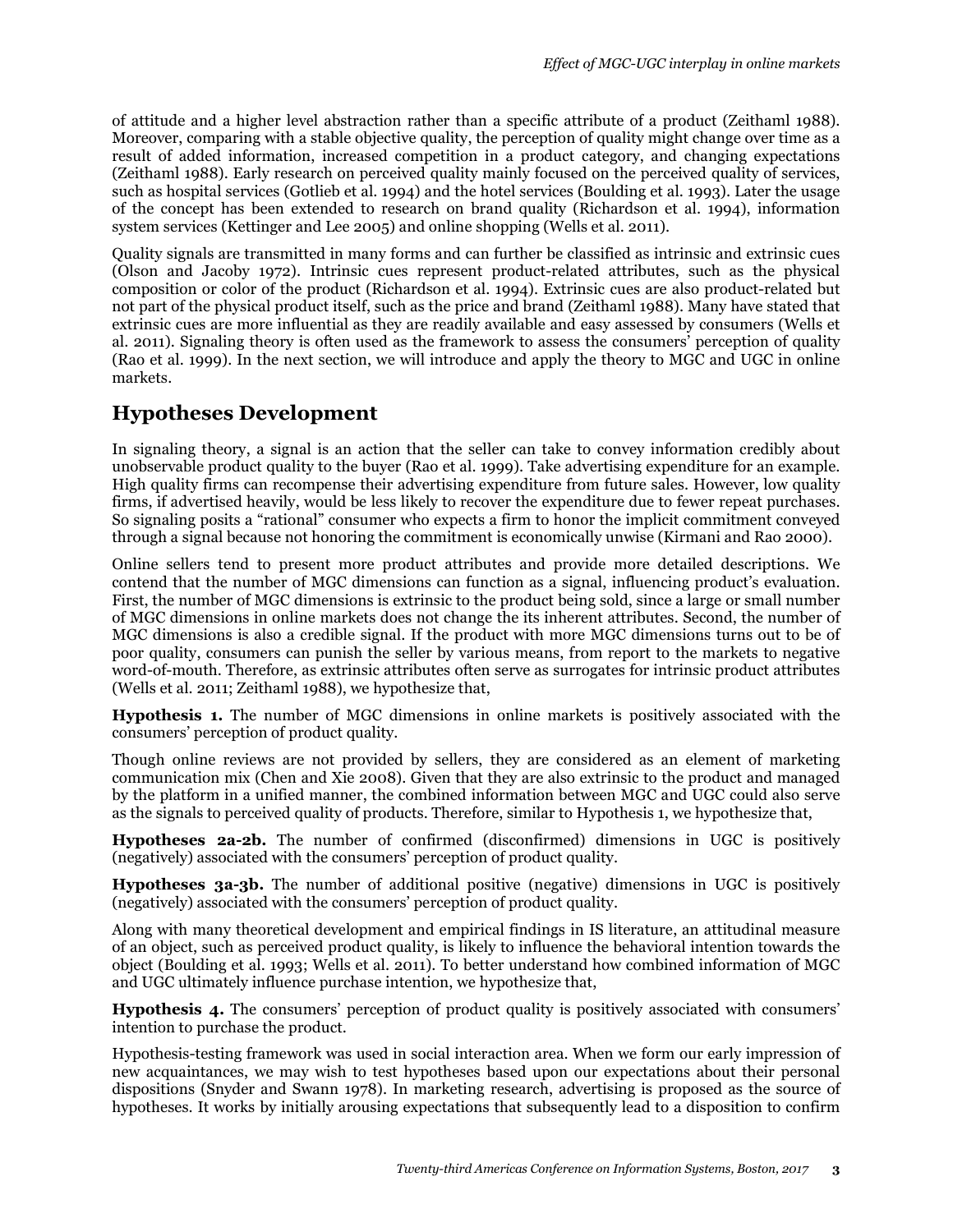of attitude and a higher level abstraction rather than a specific attribute of a product (Zeithaml 1988). Moreover, comparing with a stable objective quality, the perception of quality might change over time as a result of added information, increased competition in a product category, and changing expectations (Zeithaml 1988). Early research on perceived quality mainly focused on the perceived quality of services, such as hospital services (Gotlieb et al. 1994) and the hotel services (Boulding et al. 1993). Later the usage of the concept has been extended to research on brand quality (Richardson et al. 1994), information system services (Kettinger and Lee 2005) and online shopping (Wells et al. 2011).

Quality signals are transmitted in many forms and can further be classified as intrinsic and extrinsic cues (Olson and Jacoby 1972). Intrinsic cues represent product-related attributes, such as the physical composition or color of the product (Richardson et al. 1994). Extrinsic cues are also product-related but not part of the physical product itself, such as the price and brand (Zeithaml 1988). Many have stated that extrinsic cues are more influential as they are readily available and easy assessed by consumers (Wells et al. 2011). Signaling theory is often used as the framework to assess the consumers' perception of quality (Rao et al. 1999). In the next section, we will introduce and apply the theory to MGC and UGC in online markets.

## Hypotheses Development

In signaling theory, a signal is an action that the seller can take to convey information credibly about unobservable product quality to the buyer (Rao et al. 1999). Take advertising expenditure for an example. High quality firms can recompense their advertising expenditure from future sales. However, low quality firms, if advertised heavily, would be less likely to recover the expenditure due to fewer repeat purchases. So signaling posits a "rational" consumer who expects a firm to honor the implicit commitment conveyed through a signal because not honoring the commitment is economically unwise (Kirmani and Rao 2000).

Online sellers tend to present more product attributes and provide more detailed descriptions. We contend that the number of MGC dimensions can function as a signal, influencing product's evaluation. First, the number of MGC dimensions is extrinsic to the product being sold, since a large or small number of MGC dimensions in online markets does not change the its inherent attributes. Second, the number of MGC dimensions is also a credible signal. If the product with more MGC dimensions turns out to be of poor quality, consumers can punish the seller by various means, from report to the markets to negative word-of-mouth. Therefore, as extrinsic attributes often serve as surrogates for intrinsic product attributes (Wells et al. 2011; Zeithaml 1988), we hypothesize that,

**Hypothesis 1.** The number of MGC dimensions in online markets is positively associated with the consumers' perception of product quality.

Though online reviews are not provided by sellers, they are considered as an element of marketing communication mix (Chen and Xie 2008). Given that they are also extrinsic to the product and managed by the platform in a unified manner, the combined information between MGC and UGC could also serve as the signals to perceived quality of products. Therefore, similar to Hypothesis 1, we hypothesize that,

**Hypotheses 2a-2b.** The number of confirmed (disconfirmed) dimensions in UGC is positively (negatively) associated with the consumers' perception of product quality.

**Hypotheses 3a-3b.** The number of additional positive (negative) dimensions in UGC is positively (negatively) associated with the consumers' perception of product quality.

Along with many theoretical development and empirical findings in IS literature, an attitudinal measure of an object, such as perceived product quality, is likely to influence the behavioral intention towards the object (Boulding et al. 1993; Wells et al. 2011). To better understand how combined information of MGC and UGC ultimately influence purchase intention, we hypothesize that,

**Hypothesis 4.** The consumers' perception of product quality is positively associated with consumers' intention to purchase the product.

Hypothesis-testing framework was used in social interaction area. When we form our early impression of new acquaintances, we may wish to test hypotheses based upon our expectations about their personal dispositions (Snyder and Swann 1978). In marketing research, advertising is proposed as the source of hypotheses. It works by initially arousing expectations that subsequently lead to a disposition to confirm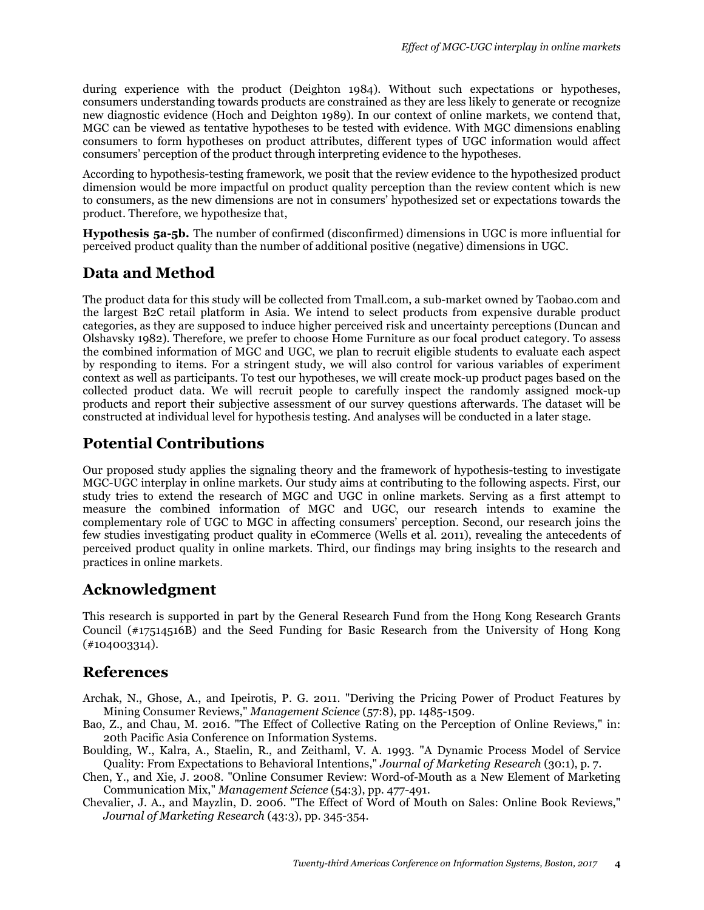during experience with the product (Deighton 1984). Without such expectations or hypotheses, consumers understanding towards products are constrained as they are less likely to generate or recognize new diagnostic evidence (Hoch and Deighton 1989). In our context of online markets, we contend that, MGC can be viewed as tentative hypotheses to be tested with evidence. With MGC dimensions enabling consumers to form hypotheses on product attributes, different types of UGC information would affect consumers' perception of the product through interpreting evidence to the hypotheses.

According to hypothesis-testing framework, we posit that the review evidence to the hypothesized product dimension would be more impactful on product quality perception than the review content which is new to consumers, as the new dimensions are not in consumers' hypothesized set or expectations towards the product. Therefore, we hypothesize that,

**Hypothesis 5a-5b.** The number of confirmed (disconfirmed) dimensions in UGC is more influential for perceived product quality than the number of additional positive (negative) dimensions in UGC.

## Data and Method

The product data for this study will be collected from Tmall.com, a sub-market owned by Taobao.com and the largest B2C retail platform in Asia. We intend to select products from expensive durable product categories, as they are supposed to induce higher perceived risk and uncertainty perceptions (Duncan and Olshavsky 1982). Therefore, we prefer to choose Home Furniture as our focal product category. To assess the combined information of MGC and UGC, we plan to recruit eligible students to evaluate each aspect by responding to items. For a stringent study, we will also control for various variables of experiment context as well as participants. To test our hypotheses, we will create mock-up product pages based on the collected product data. We will recruit people to carefully inspect the randomly assigned mock-up products and report their subjective assessment of our survey questions afterwards. The dataset will be constructed at individual level for hypothesis testing. And analyses will be conducted in a later stage.

## Potential Contributions

Our proposed study applies the signaling theory and the framework of hypothesis-testing to investigate MGC-UGC interplay in online markets. Our study aims at contributing to the following aspects. First, our study tries to extend the research of MGC and UGC in online markets. Serving as a first attempt to measure the combined information of MGC and UGC, our research intends to examine the complementary role of UGC to MGC in affecting consumers' perception. Second, our research joins the few studies investigating product quality in eCommerce (Wells et al. 2011), revealing the antecedents of perceived product quality in online markets. Third, our findings may bring insights to the research and practices in online markets.

## Acknowledgment

This research is supported in part by the General Research Fund from the Hong Kong Research Grants Council (#17514516B) and the Seed Funding for Basic Research from the University of Hong Kong (#104003314).

## References

Archak, N., Ghose, A., and Ipeirotis, P. G. 2011. "Deriving the Pricing Power of Product Features by Mining Consumer Reviews," *Management Science* (57:8), pp. 1485-1509.

Bao, Z., and Chau, M. 2016. "The Effect of Collective Rating on the Perception of Online Reviews," in: 20th Pacific Asia Conference on Information Systems.

Boulding, W., Kalra, A., Staelin, R., and Zeithaml, V. A. 1993. "A Dynamic Process Model of Service Quality: From Expectations to Behavioral Intentions," *Journal of Marketing Research* (30:1), p. 7.

Chen, Y., and Xie, J. 2008. "Online Consumer Review: Word-of-Mouth as a New Element of Marketing Communication Mix," *Management Science* (54:3), pp. 477-491.

Chevalier, J. A., and Mayzlin, D. 2006. "The Effect of Word of Mouth on Sales: Online Book Reviews," *Journal of Marketing Research* (43:3), pp. 345-354.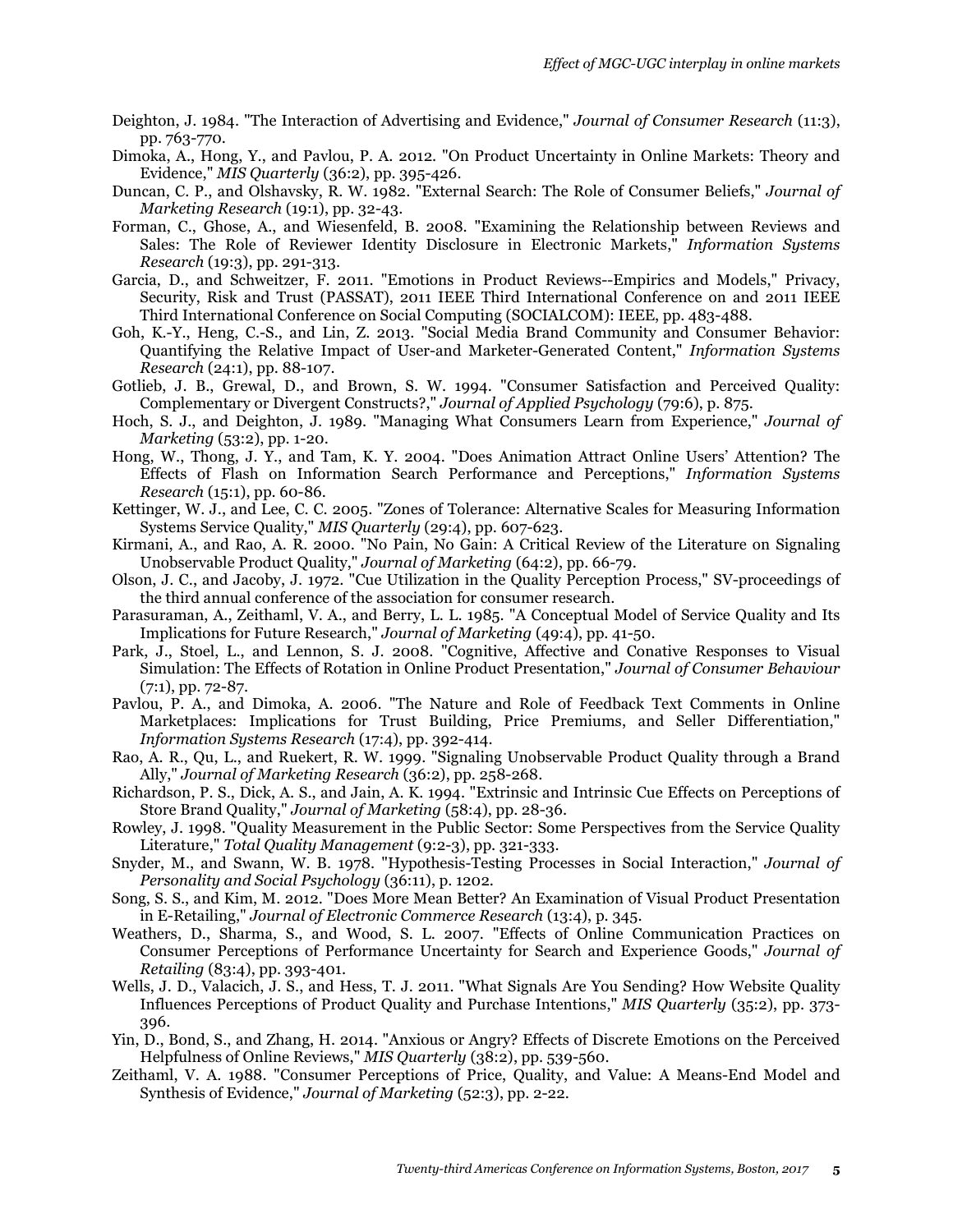Deighton, J. 1984. "The Interaction of Advertising and Evidence," *Journal of Consumer Research* (11:3), pp. 763-770.

Dimoka, A., Hong, Y., and Pavlou, P. A. 2012. "On Product Uncertainty in Online Markets: Theory and Evidence," *MIS Quarterly* (36:2), pp. 395-426.

Duncan, C. P., and Olshavsky, R. W. 1982. "External Search: The Role of Consumer Beliefs," *Journal of Marketing Research* (19:1), pp. 32-43.

Forman, C., Ghose, A., and Wiesenfeld, B. 2008. "Examining the Relationship between Reviews and Sales: The Role of Reviewer Identity Disclosure in Electronic Markets," *Information Systems Research* (19:3), pp. 291-313.

Garcia, D., and Schweitzer, F. 2011. "Emotions in Product Reviews--Empirics and Models," Privacy, Security, Risk and Trust (PASSAT), 2011 IEEE Third International Conference on and 2011 IEEE Third International Conference on Social Computing (SOCIALCOM): IEEE, pp. 483-488.

Goh, K.-Y., Heng, C.-S., and Lin, Z. 2013. "Social Media Brand Community and Consumer Behavior: Quantifying the Relative Impact of User-and Marketer-Generated Content," *Information Systems Research* (24:1), pp. 88-107.

Gotlieb, J. B., Grewal, D., and Brown, S. W. 1994. "Consumer Satisfaction and Perceived Quality: Complementary or Divergent Constructs?," *Journal of Applied Psychology* (79:6), p. 875.

Hoch, S. J., and Deighton, J. 1989. "Managing What Consumers Learn from Experience," *Journal of Marketing* (53:2), pp. 1-20.

Hong, W., Thong, J. Y., and Tam, K. Y. 2004. "Does Animation Attract Online Users' Attention? The Effects of Flash on Information Search Performance and Perceptions," *Information Systems Research* (15:1), pp. 60-86.

Kettinger, W. J., and Lee, C. C. 2005. "Zones of Tolerance: Alternative Scales for Measuring Information Systems Service Quality," *MIS Quarterly* (29:4), pp. 607-623.

Kirmani, A., and Rao, A. R. 2000. "No Pain, No Gain: A Critical Review of the Literature on Signaling Unobservable Product Quality," *Journal of Marketing* (64:2), pp. 66-79.

Olson, J. C., and Jacoby, J. 1972. "Cue Utilization in the Quality Perception Process," SV-proceedings of the third annual conference of the association for consumer research.

Parasuraman, A., Zeithaml, V. A., and Berry, L. L. 1985. "A Conceptual Model of Service Quality and Its Implications for Future Research," *Journal of Marketing* (49:4), pp. 41-50.

Park, J., Stoel, L., and Lennon, S. J. 2008. "Cognitive, Affective and Conative Responses to Visual Simulation: The Effects of Rotation in Online Product Presentation," *Journal of Consumer Behaviour* (7:1), pp. 72-87.

Pavlou, P. A., and Dimoka, A. 2006. "The Nature and Role of Feedback Text Comments in Online Marketplaces: Implications for Trust Building, Price Premiums, and Seller Differentiation," *Information Systems Research* (17:4), pp. 392-414.

Rao, A. R., Qu, L., and Ruekert, R. W. 1999. "Signaling Unobservable Product Quality through a Brand Ally," *Journal of Marketing Research* (36:2), pp. 258-268.

Richardson, P. S., Dick, A. S., and Jain, A. K. 1994. "Extrinsic and Intrinsic Cue Effects on Perceptions of Store Brand Quality," *Journal of Marketing* (58:4), pp. 28-36.

Rowley, J. 1998. "Quality Measurement in the Public Sector: Some Perspectives from the Service Quality Literature," *Total Quality Management* (9:2-3), pp. 321-333.

Snyder, M., and Swann, W. B. 1978. "Hypothesis-Testing Processes in Social Interaction," *Journal of Personality and Social Psychology* (36:11), p. 1202.

Song, S. S., and Kim, M. 2012. "Does More Mean Better? An Examination of Visual Product Presentation in E-Retailing," *Journal of Electronic Commerce Research* (13:4), p. 345.

Weathers, D., Sharma, S., and Wood, S. L. 2007. "Effects of Online Communication Practices on Consumer Perceptions of Performance Uncertainty for Search and Experience Goods," *Journal of Retailing* (83:4), pp. 393-401.

Wells, J. D., Valacich, J. S., and Hess, T. J. 2011. "What Signals Are You Sending? How Website Quality Influences Perceptions of Product Quality and Purchase Intentions," *MIS Quarterly* (35:2), pp. 373-396.

Yin, D., Bond, S., and Zhang, H. 2014. "Anxious or Angry? Effects of Discrete Emotions on the Perceived Helpfulness of Online Reviews," *MIS Quarterly* (38:2), pp. 539-560.

Zeithaml, V. A. 1988. "Consumer Perceptions of Price, Quality, and Value: A Means-End Model and Synthesis of Evidence," *Journal of Marketing* (52:3), pp. 2-22.